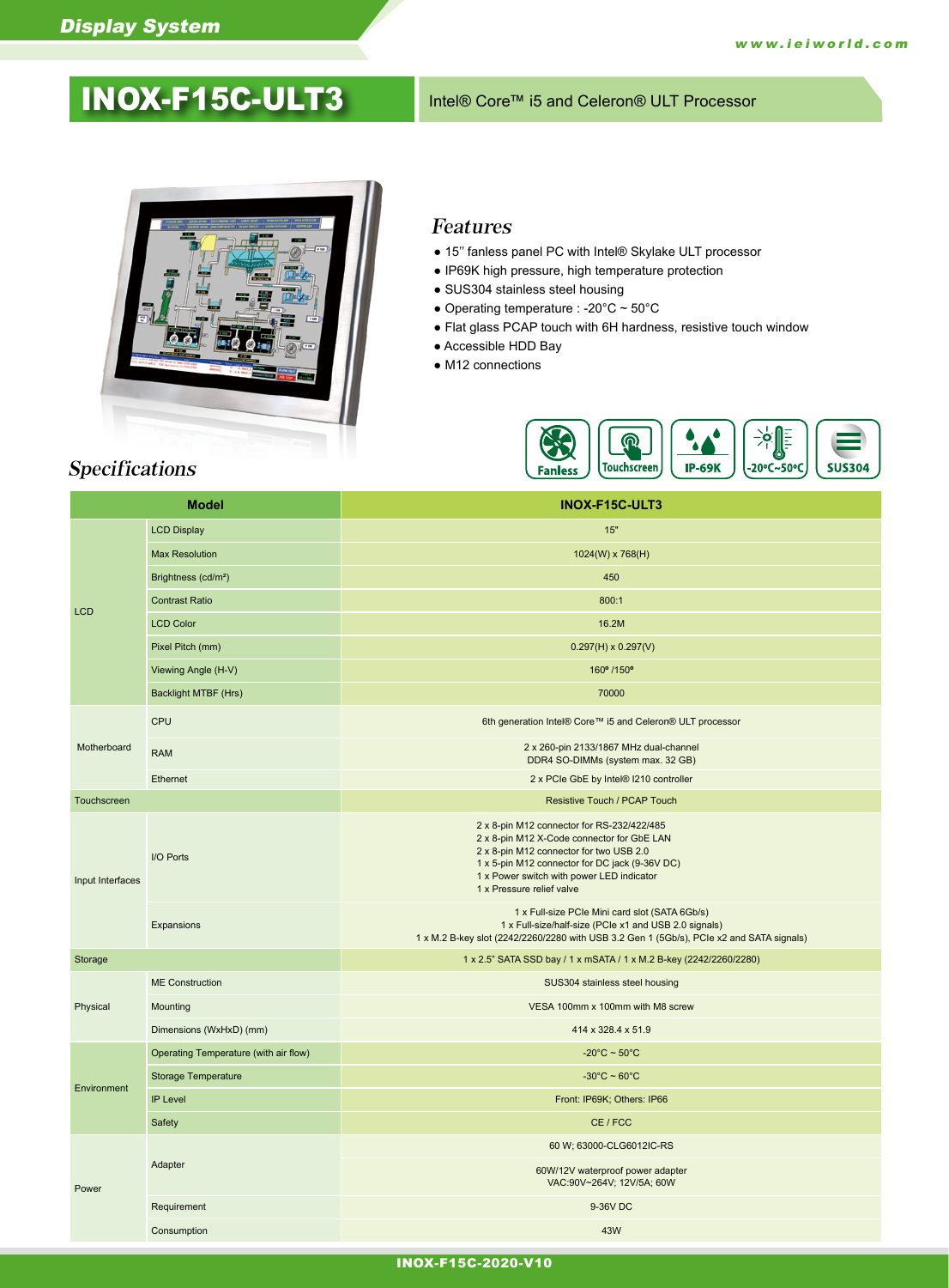# INOX-F15C-ULT3

Intel® Core™ i5 and Celeron® ULT Processor

## Features

- 15'' fanless panel PC with Intel® Skylake ULT processor
- IP69K high pressure, high temperature protection
- SUS304 stainless steel housing
- Operating temperature : -20°C ~ 50°C
- Flat glass PCAP touch with 6H hardness, resistive touch window
- Accessible HDD Bay
- M12 connections

Fanless | Touchscreen | IP-69K | -20°C~50°C | SUS304

## Specifications

| Model | | INOX-F15C-ULT3 |
|---|---|---|
| LCD | LCD Display | 15" |
| | Max Resolution | 1024(W) x 768(H) |
| | Brightness (cd/m²) | 450 |
| | Contrast Ratio | 800:1 |
| | LCD Color | 16.2M |
| | Pixel Pitch (mm) | 0.297(H) x 0.297(V) |
| | Viewing Angle (H-V) | 160º /150º |
| | Backlight MTBF (Hrs) | 70000 |
| Motherboard | CPU | 6th generation Intel® Core™ i5 and Celeron® ULT processor |
| | RAM | 2 x 260-pin 2133/1867 MHz dual-channel DDR4 SO-DIMMs (system max. 32 GB) |
| | Ethernet | 2 x PCIe GbE by Intel® I210 controller |
| Touchscreen | | Resistive Touch / PCAP Touch |
| Input Interfaces | I/O Ports | 2 x 8-pin M12 connector for RS-232/422/485<br>2 x 8-pin M12 X-Code connector for GbE LAN<br>2 x 8-pin M12 connector for two USB 2.0<br>1 x 5-pin M12 connector for DC jack (9-36V DC)<br>1 x Power switch with power LED indicator<br>1 x Pressure relief valve |
| | Expansions | 1 x Full-size PCIe Mini card slot (SATA 6Gb/s)<br>1 x Full-size/half-size (PCIe x1 and USB 2.0 signals)<br>1 x M.2 B-key slot (2242/2260/2280 with USB 3.2 Gen 1 (5Gb/s), PCIe x2 and SATA signals) |
| Storage | | 1 x 2.5" SATA SSD bay / 1 x mSATA / 1 x M.2 B-key (2242/2260/2280) |
| Physical | ME Construction | SUS304 stainless steel housing |
| | Mounting | VESA 100mm x 100mm with M8 screw |
| | Dimensions (WxHxD) (mm) | 414 x 328.4 x 51.9 |
| Environment | Operating Temperature (with air flow) | -20°C ~ 50°C |
| | Storage Temperature | -30°C ~ 60°C |
| | IP Level | Front: IP69K; Others: IP66 |
| | Safety | CE / FCC |
| Power | Adapter | 60 W; 63000-CLG6012IC-RS |
| | | 60W/12V waterproof power adapter<br>VAC:90V~264V; 12V/5A; 60W |
| | Requirement | 9-36V DC |
| | Consumption | 43W |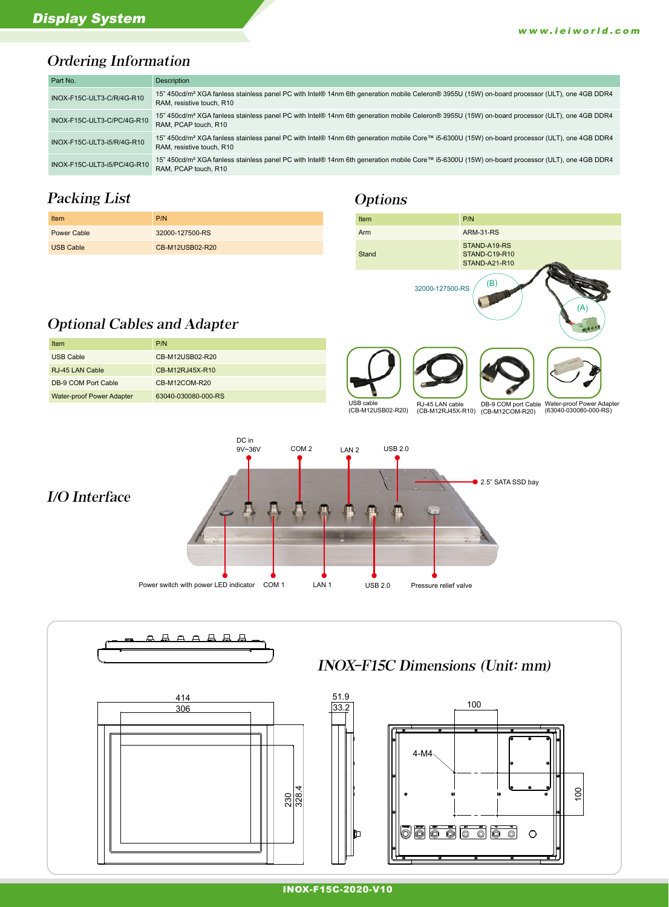## Ordering Information

| Part No. | Description |
|---|---|
| INOX-F15C-ULT3-C/R/4G-R10 | 15" 450cd/m² XGA fanless stainless panel PC with Intel® 14nm 6th generation mobile Celeron® 3955U (15W) on-board processor (ULT), one 4GB DDR4 RAM, resistive touch, R10 |
| INOX-F15C-ULT3-C/PC/4G-R10 | 15" 450cd/m² XGA fanless stainless panel PC with Intel® 14nm 6th generation mobile Celeron® 3955U (15W) on-board processor (ULT), one 4GB DDR4 RAM, PCAP touch, R10 |
| INOX-F15C-ULT3-i5/R/4G-R10 | 15" 450cd/m² XGA fanless stainless panel PC with Intel® 14nm 6th generation mobile Core™ i5-6300U (15W) on-board processor (ULT), one 4GB DDR4 RAM, resistive touch, R10 |
| INOX-F15C-ULT3-i5/PC/4G-R10 | 15" 450cd/m² XGA fanless stainless panel PC with Intel® 14nm 6th generation mobile Core™ i5-6300U (15W) on-board processor (ULT), one 4GB DDR4 RAM, PCAP touch, R10 |

## Packing List

| Item | P/N |
|---|---|
| Power Cable | 32000-127500-RS |
| USB Cable | CB-M12USB02-R20 |

## Options

| Item | P/N |
|---|---|
| Arm | ARM-31-RS |
| Stand | STAND-A19-RS<br>STAND-C19-R10<br>STAND-A21-R10 |

32000-127500-RS (B) (A)

## Optional Cables and Adapter

| Item | P/N |
|---|---|
| USB Cable | CB-M12USB02-R20 |
| RJ-45 LAN Cable | CB-M12RJ45X-R10 |
| DB-9 COM Port Cable | CB-M12COM-R20 |
| Water-proof Power Adapter | 63040-030080-000-RS |

USB cable (CB-M12USB02-R20)
RJ-45 LAN cable (CB-M12RJ45X-R10)
DB-9 COM Port Cable (CB-M12COM-R20)
Water-proof Power Adapter (63040-030080-000-RS)

## I/O Interface

DC in 9V~36V
COM 2
LAN 2
USB 2.0
2.5" SATA SSD bay
Power switch with power LED indicator
COM 1
LAN 1
USB 2.0
Pressure relief valve

## INOX-F15C Dimensions (Unit: mm)

414
306
230
328.4
51.9
33.2
100
4-M4
100